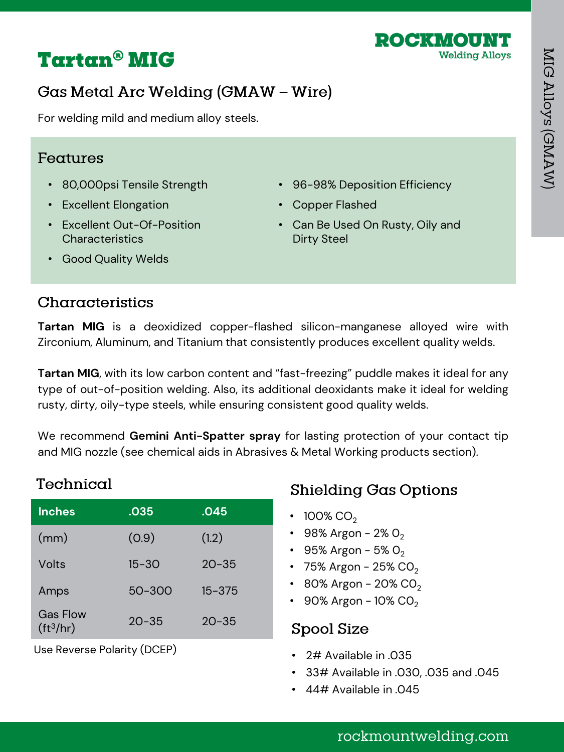# Tartan® MIG

ROCKMOUNT Welding Alloys

## Gas Metal Arc Welding (GMAW – Wire)

For welding mild and medium alloy steels.

## Features

- 80,000psi Tensile Strength
- Excellent Elongation
- Excellent Out-Of-Position Characteristics
- Good Quality Welds
- 96-98% Deposition Efficiency
- Copper Flashed
- Can Be Used On Rusty, Oily and Dirty Steel

## Characteristics

**Tartan MIG** is a deoxidized copper-flashed silicon-manganese alloyed wire with Zirconium, Aluminum, and Titanium that consistently produces excellent quality welds.

**Tartan MIG**, with its low carbon content and "fast-freezing" puddle makes it ideal for any type of out-of-position welding. Also, its additional deoxidants make it ideal for welding rusty, dirty, oily-type steels, while ensuring consistent good quality welds.

We recommend **Gemini Anti-Spatter spray** for lasting protection of your contact tip and MIG nozzle (see chemical aids in Abrasives & Metal Working products section).

## Technical

| Inches | .035 | .045 |
| --- | --- | --- |
| (mm) | (0.9) | (1.2) |
| Volts | 15-30 | 20-35 |
| Amps | 50-300 | 15-375 |
| Gas Flow ($ft^3$/hr) | 20-35 | 20-35 |

Use Reverse Polarity (DCEP)

## Shielding Gas Options

- 100% $CO_2$
- 98% Argon - 2% $O_2$
- 95% Argon - 5% $O_2$
- 75% Argon - 25% $CO_2$
- 80% Argon - 20% $CO_2$
- 90% Argon - 10% $CO_2$

## Spool Size

- 2# Available in .035
- 33# Available in .030, .035 and .045
- 44# Available in .045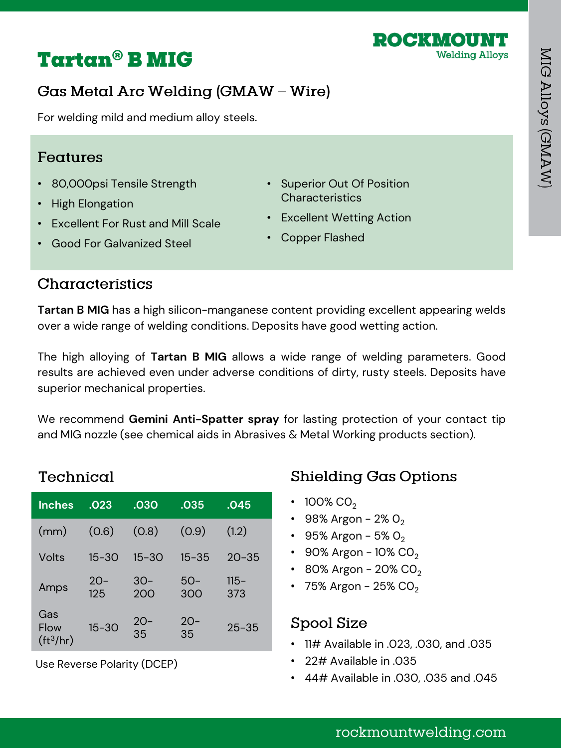# Tartan® B MIG

ROCKMOUNT Welding Alloys

MIG Alloys (GMAW)

## Gas Metal Arc Welding (GMAW – Wire)

For welding mild and medium alloy steels.

## Features

- 80,000psi Tensile Strength
- High Elongation
- Excellent For Rust and Mill Scale
- Good For Galvanized Steel
- Superior Out Of Position Characteristics
- Excellent Wetting Action
- Copper Flashed

## Characteristics

**Tartan B MIG** has a high silicon-manganese content providing excellent appearing welds over a wide range of welding conditions. Deposits have good wetting action.

The high alloying of **Tartan B MIG** allows a wide range of welding parameters. Good results are achieved even under adverse conditions of dirty, rusty steels. Deposits have superior mechanical properties.

We recommend **Gemini Anti-Spatter spray** for lasting protection of your contact tip and MIG nozzle (see chemical aids in Abrasives & Metal Working products section).

## Technical

| Inches | .023 | .030 | .035 | .045 |
|---|---|---|---|---|
| (mm) | (0.6) | (0.8) | (0.9) | (1.2) |
| Volts | 15-30 | 15-30 | 15-35 | 20-35 |
| Amps | 20-125 | 30-200 | 50-300 | 115-373 |
| Gas Flow ($ft^3$/hr) | 15-30 | 20-35 | 20-35 | 25-35 |

Use Reverse Polarity (DCEP)

## Shielding Gas Options

- 100% $CO_2$
- 98% Argon - 2% $O_2$
- 95% Argon - 5% $O_2$
- 90% Argon - 10% $CO_2$
- 80% Argon - 20% $CO_2$
- 75% Argon - 25% $CO_2$

## Spool Size

- 11# Available in .023, .030, and .035
- 22# Available in .035
- 44# Available in .030, .035 and .045

rockmountwelding.com